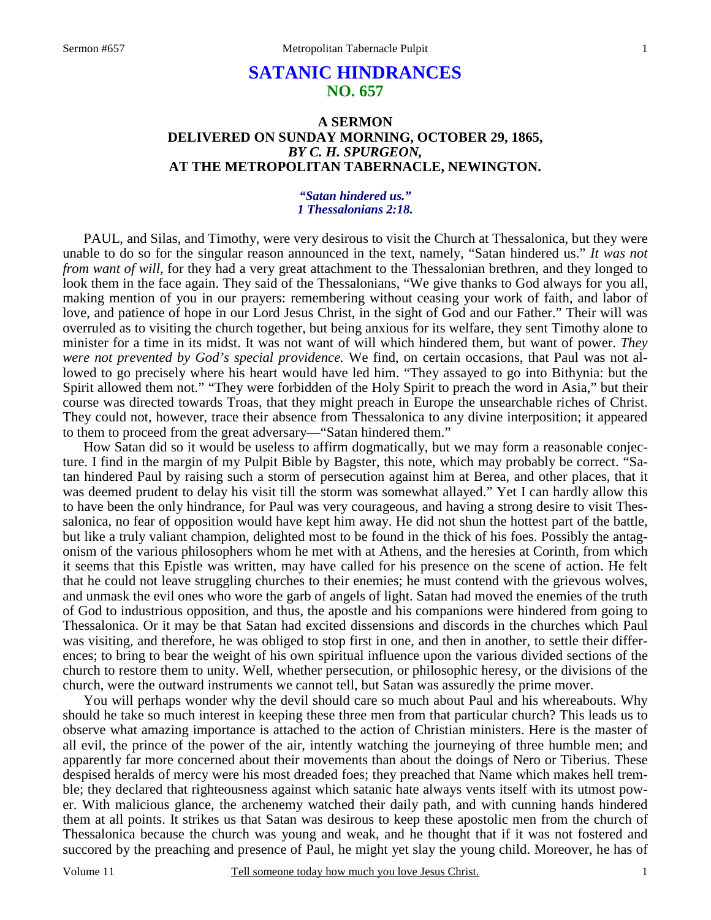# SATANIC HINDRANCES
## NO. 657

### A SERMON
### DELIVERED ON SUNDAY MORNING, OCTOBER 29, 1865,
### *BY C. H. SPURGEON,*
### AT THE METROPOLITAN TABERNACLE, NEWINGTON.

*"Satan hindered us."*
*1 Thessalonians 2:18.*

PAUL, and Silas, and Timothy, were very desirous to visit the Church at Thessalonica, but they were unable to do so for the singular reason announced in the text, namely, "Satan hindered us." *It was not from want of will,* for they had a very great attachment to the Thessalonian brethren, and they longed to look them in the face again. They said of the Thessalonians, "We give thanks to God always for you all, making mention of you in our prayers: remembering without ceasing your work of faith, and labor of love, and patience of hope in our Lord Jesus Christ, in the sight of God and our Father." Their will was overruled as to visiting the church together, but being anxious for its welfare, they sent Timothy alone to minister for a time in its midst. It was not want of will which hindered them, but want of power. *They were not prevented by God's special providence.* We find, on certain occasions, that Paul was not allowed to go precisely where his heart would have led him. "They assayed to go into Bithynia: but the Spirit allowed them not." "They were forbidden of the Holy Spirit to preach the word in Asia," but their course was directed towards Troas, that they might preach in Europe the unsearchable riches of Christ. They could not, however, trace their absence from Thessalonica to any divine interposition; it appeared to them to proceed from the great adversary—"Satan hindered them."

How Satan did so it would be useless to affirm dogmatically, but we may form a reasonable conjecture. I find in the margin of my Pulpit Bible by Bagster, this note, which may probably be correct. "Satan hindered Paul by raising such a storm of persecution against him at Berea, and other places, that it was deemed prudent to delay his visit till the storm was somewhat allayed." Yet I can hardly allow this to have been the only hindrance, for Paul was very courageous, and having a strong desire to visit Thessalonica, no fear of opposition would have kept him away. He did not shun the hottest part of the battle, but like a truly valiant champion, delighted most to be found in the thick of his foes. Possibly the antagonism of the various philosophers whom he met with at Athens, and the heresies at Corinth, from which it seems that this Epistle was written, may have called for his presence on the scene of action. He felt that he could not leave struggling churches to their enemies; he must contend with the grievous wolves, and unmask the evil ones who wore the garb of angels of light. Satan had moved the enemies of the truth of God to industrious opposition, and thus, the apostle and his companions were hindered from going to Thessalonica. Or it may be that Satan had excited dissensions and discords in the churches which Paul was visiting, and therefore, he was obliged to stop first in one, and then in another, to settle their differences; to bring to bear the weight of his own spiritual influence upon the various divided sections of the church to restore them to unity. Well, whether persecution, or philosophic heresy, or the divisions of the church, were the outward instruments we cannot tell, but Satan was assuredly the prime mover.

You will perhaps wonder why the devil should care so much about Paul and his whereabouts. Why should he take so much interest in keeping these three men from that particular church? This leads us to observe what amazing importance is attached to the action of Christian ministers. Here is the master of all evil, the prince of the power of the air, intently watching the journeying of three humble men; and apparently far more concerned about their movements than about the doings of Nero or Tiberius. These despised heralds of mercy were his most dreaded foes; they preached that Name which makes hell tremble; they declared that righteousness against which satanic hate always vents itself with its utmost power. With malicious glance, the archenemy watched their daily path, and with cunning hands hindered them at all points. It strikes us that Satan was desirous to keep these apostolic men from the church of Thessalonica because the church was young and weak, and he thought that if it was not fostered and succored by the preaching and presence of Paul, he might yet slay the young child. Moreover, he has of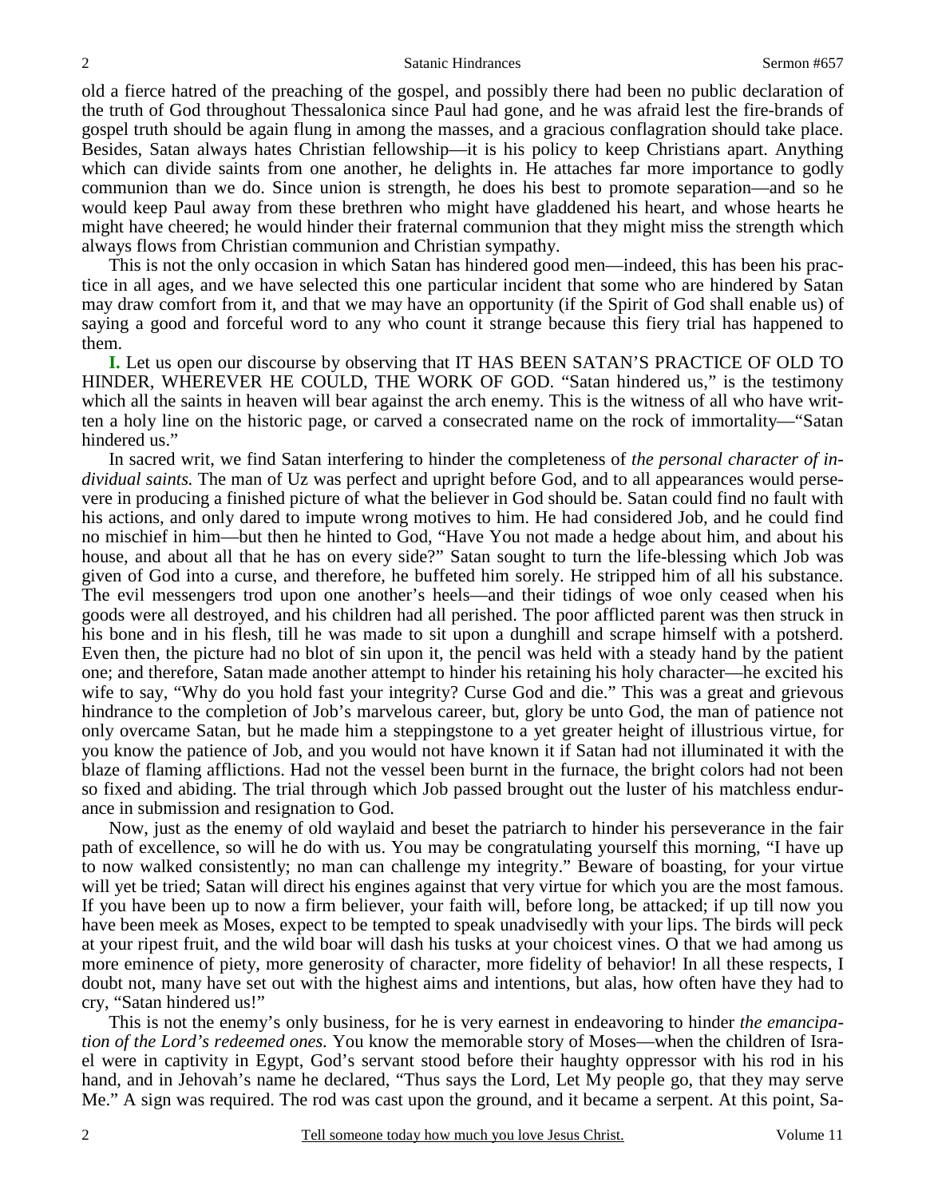old a fierce hatred of the preaching of the gospel, and possibly there had been no public declaration of the truth of God throughout Thessalonica since Paul had gone, and he was afraid lest the fire-brands of gospel truth should be again flung in among the masses, and a gracious conflagration should take place. Besides, Satan always hates Christian fellowship—it is his policy to keep Christians apart. Anything which can divide saints from one another, he delights in. He attaches far more importance to godly communion than we do. Since union is strength, he does his best to promote separation—and so he would keep Paul away from these brethren who might have gladdened his heart, and whose hearts he might have cheered; he would hinder their fraternal communion that they might miss the strength which always flows from Christian communion and Christian sympathy.

This is not the only occasion in which Satan has hindered good men—indeed, this has been his practice in all ages, and we have selected this one particular incident that some who are hindered by Satan may draw comfort from it, and that we may have an opportunity (if the Spirit of God shall enable us) of saying a good and forceful word to any who count it strange because this fiery trial has happened to them.

**I.** Let us open our discourse by observing that IT HAS BEEN SATAN'S PRACTICE OF OLD TO HINDER, WHEREVER HE COULD, THE WORK OF GOD. "Satan hindered us," is the testimony which all the saints in heaven will bear against the arch enemy. This is the witness of all who have written a holy line on the historic page, or carved a consecrated name on the rock of immortality—"Satan hindered us."

In sacred writ, we find Satan interfering to hinder the completeness of *the personal character of individual saints.* The man of Uz was perfect and upright before God, and to all appearances would persevere in producing a finished picture of what the believer in God should be. Satan could find no fault with his actions, and only dared to impute wrong motives to him. He had considered Job, and he could find no mischief in him—but then he hinted to God, "Have You not made a hedge about him, and about his house, and about all that he has on every side?" Satan sought to turn the life-blessing which Job was given of God into a curse, and therefore, he buffeted him sorely. He stripped him of all his substance. The evil messengers trod upon one another's heels—and their tidings of woe only ceased when his goods were all destroyed, and his children had all perished. The poor afflicted parent was then struck in his bone and in his flesh, till he was made to sit upon a dunghill and scrape himself with a potsherd. Even then, the picture had no blot of sin upon it, the pencil was held with a steady hand by the patient one; and therefore, Satan made another attempt to hinder his retaining his holy character—he excited his wife to say, "Why do you hold fast your integrity? Curse God and die." This was a great and grievous hindrance to the completion of Job's marvelous career, but, glory be unto God, the man of patience not only overcame Satan, but he made him a steppingstone to a yet greater height of illustrious virtue, for you know the patience of Job, and you would not have known it if Satan had not illuminated it with the blaze of flaming afflictions. Had not the vessel been burnt in the furnace, the bright colors had not been so fixed and abiding. The trial through which Job passed brought out the luster of his matchless endurance in submission and resignation to God.

Now, just as the enemy of old waylaid and beset the patriarch to hinder his perseverance in the fair path of excellence, so will he do with us. You may be congratulating yourself this morning, "I have up to now walked consistently; no man can challenge my integrity." Beware of boasting, for your virtue will yet be tried; Satan will direct his engines against that very virtue for which you are the most famous. If you have been up to now a firm believer, your faith will, before long, be attacked; if up till now you have been meek as Moses, expect to be tempted to speak unadvisedly with your lips. The birds will peck at your ripest fruit, and the wild boar will dash his tusks at your choicest vines. O that we had among us more eminence of piety, more generosity of character, more fidelity of behavior! In all these respects, I doubt not, many have set out with the highest aims and intentions, but alas, how often have they had to cry, "Satan hindered us!"

This is not the enemy's only business, for he is very earnest in endeavoring to hinder *the emancipation of the Lord's redeemed ones.* You know the memorable story of Moses—when the children of Israel were in captivity in Egypt, God's servant stood before their haughty oppressor with his rod in his hand, and in Jehovah's name he declared, "Thus says the Lord, Let My people go, that they may serve Me." A sign was required. The rod was cast upon the ground, and it became a serpent. At this point, Sa-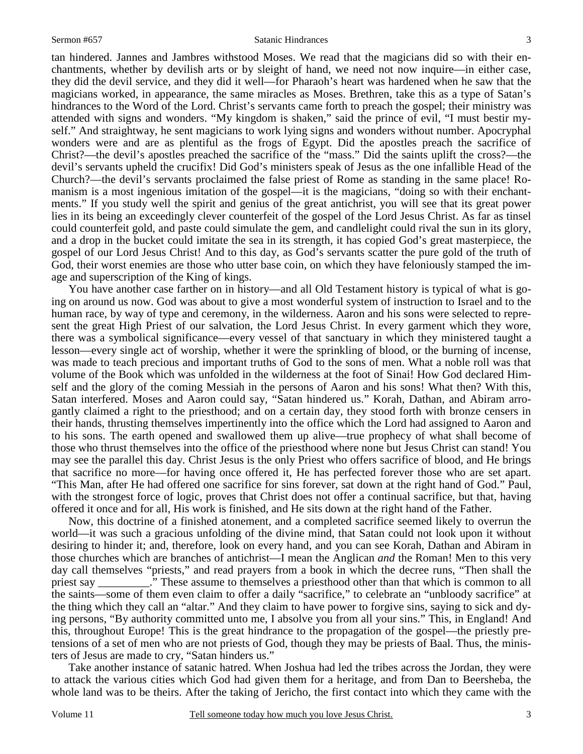tan hindered. Jannes and Jambres withstood Moses. We read that the magicians did so with their enchantments, whether by devilish arts or by sleight of hand, we need not now inquire—in either case, they did the devil service, and they did it well—for Pharaoh's heart was hardened when he saw that the magicians worked, in appearance, the same miracles as Moses. Brethren, take this as a type of Satan's hindrances to the Word of the Lord. Christ's servants came forth to preach the gospel; their ministry was attended with signs and wonders. "My kingdom is shaken," said the prince of evil, "I must bestir myself." And straightway, he sent magicians to work lying signs and wonders without number. Apocryphal wonders were and are as plentiful as the frogs of Egypt. Did the apostles preach the sacrifice of Christ?—the devil's apostles preached the sacrifice of the "mass." Did the saints uplift the cross?—the devil's servants upheld the crucifix! Did God's ministers speak of Jesus as the one infallible Head of the Church?—the devil's servants proclaimed the false priest of Rome as standing in the same place! Romanism is a most ingenious imitation of the gospel—it is the magicians, "doing so with their enchantments." If you study well the spirit and genius of the great antichrist, you will see that its great power lies in its being an exceedingly clever counterfeit of the gospel of the Lord Jesus Christ. As far as tinsel could counterfeit gold, and paste could simulate the gem, and candlelight could rival the sun in its glory, and a drop in the bucket could imitate the sea in its strength, it has copied God's great masterpiece, the gospel of our Lord Jesus Christ! And to this day, as God's servants scatter the pure gold of the truth of God, their worst enemies are those who utter base coin, on which they have feloniously stamped the image and superscription of the King of kings.

You have another case farther on in history—and all Old Testament history is typical of what is going on around us now. God was about to give a most wonderful system of instruction to Israel and to the human race, by way of type and ceremony, in the wilderness. Aaron and his sons were selected to represent the great High Priest of our salvation, the Lord Jesus Christ. In every garment which they wore, there was a symbolical significance—every vessel of that sanctuary in which they ministered taught a lesson—every single act of worship, whether it were the sprinkling of blood, or the burning of incense, was made to teach precious and important truths of God to the sons of men. What a noble roll was that volume of the Book which was unfolded in the wilderness at the foot of Sinai! How God declared Himself and the glory of the coming Messiah in the persons of Aaron and his sons! What then? With this, Satan interfered. Moses and Aaron could say, "Satan hindered us." Korah, Dathan, and Abiram arrogantly claimed a right to the priesthood; and on a certain day, they stood forth with bronze censers in their hands, thrusting themselves impertinently into the office which the Lord had assigned to Aaron and to his sons. The earth opened and swallowed them up alive—true prophecy of what shall become of those who thrust themselves into the office of the priesthood where none but Jesus Christ can stand! You may see the parallel this day. Christ Jesus is the only Priest who offers sacrifice of blood, and He brings that sacrifice no more—for having once offered it, He has perfected forever those who are set apart. "This Man, after He had offered one sacrifice for sins forever, sat down at the right hand of God." Paul, with the strongest force of logic, proves that Christ does not offer a continual sacrifice, but that, having offered it once and for all, His work is finished, and He sits down at the right hand of the Father.

Now, this doctrine of a finished atonement, and a completed sacrifice seemed likely to overrun the world—it was such a gracious unfolding of the divine mind, that Satan could not look upon it without desiring to hinder it; and, therefore, look on every hand, and you can see Korah, Dathan and Abiram in those churches which are branches of antichrist—I mean the Anglican *and* the Roman! Men to this very day call themselves "priests," and read prayers from a book in which the decree runs, "Then shall the priest say _________." These assume to themselves a priesthood other than that which is common to all the saints—some of them even claim to offer a daily "sacrifice," to celebrate an "unbloody sacrifice" at the thing which they call an "altar." And they claim to have power to forgive sins, saying to sick and dying persons, "By authority committed unto me, I absolve you from all your sins." This, in England! And this, throughout Europe! This is the great hindrance to the propagation of the gospel—the priestly pretensions of a set of men who are not priests of God, though they may be priests of Baal. Thus, the ministers of Jesus are made to cry, "Satan hinders us."

Take another instance of satanic hatred. When Joshua had led the tribes across the Jordan, they were to attack the various cities which God had given them for a heritage, and from Dan to Beersheba, the whole land was to be theirs. After the taking of Jericho, the first contact into which they came with the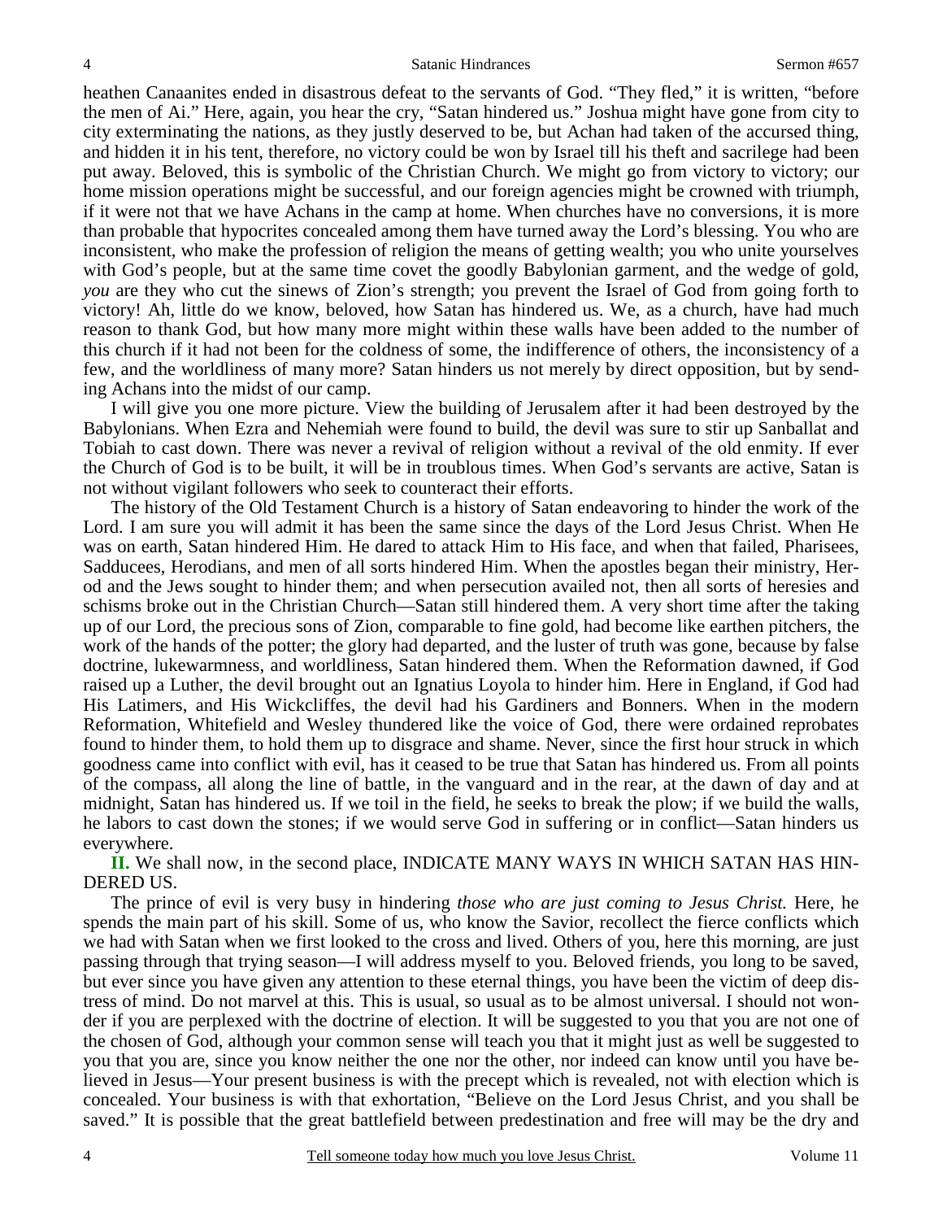heathen Canaanites ended in disastrous defeat to the servants of God. "They fled," it is written, "before the men of Ai." Here, again, you hear the cry, "Satan hindered us." Joshua might have gone from city to city exterminating the nations, as they justly deserved to be, but Achan had taken of the accursed thing, and hidden it in his tent, therefore, no victory could be won by Israel till his theft and sacrilege had been put away. Beloved, this is symbolic of the Christian Church. We might go from victory to victory; our home mission operations might be successful, and our foreign agencies might be crowned with triumph, if it were not that we have Achans in the camp at home. When churches have no conversions, it is more than probable that hypocrites concealed among them have turned away the Lord's blessing. You who are inconsistent, who make the profession of religion the means of getting wealth; you who unite yourselves with God's people, but at the same time covet the goodly Babylonian garment, and the wedge of gold, *you* are they who cut the sinews of Zion's strength; you prevent the Israel of God from going forth to victory! Ah, little do we know, beloved, how Satan has hindered us. We, as a church, have had much reason to thank God, but how many more might within these walls have been added to the number of this church if it had not been for the coldness of some, the indifference of others, the inconsistency of a few, and the worldliness of many more? Satan hinders us not merely by direct opposition, but by sending Achans into the midst of our camp.

I will give you one more picture. View the building of Jerusalem after it had been destroyed by the Babylonians. When Ezra and Nehemiah were found to build, the devil was sure to stir up Sanballat and Tobiah to cast down. There was never a revival of religion without a revival of the old enmity. If ever the Church of God is to be built, it will be in troublous times. When God's servants are active, Satan is not without vigilant followers who seek to counteract their efforts.

The history of the Old Testament Church is a history of Satan endeavoring to hinder the work of the Lord. I am sure you will admit it has been the same since the days of the Lord Jesus Christ. When He was on earth, Satan hindered Him. He dared to attack Him to His face, and when that failed, Pharisees, Sadducees, Herodians, and men of all sorts hindered Him. When the apostles began their ministry, Herod and the Jews sought to hinder them; and when persecution availed not, then all sorts of heresies and schisms broke out in the Christian Church—Satan still hindered them. A very short time after the taking up of our Lord, the precious sons of Zion, comparable to fine gold, had become like earthen pitchers, the work of the hands of the potter; the glory had departed, and the luster of truth was gone, because by false doctrine, lukewarmness, and worldliness, Satan hindered them. When the Reformation dawned, if God raised up a Luther, the devil brought out an Ignatius Loyola to hinder him. Here in England, if God had His Latimers, and His Wickcliffes, the devil had his Gardiners and Bonners. When in the modern Reformation, Whitefield and Wesley thundered like the voice of God, there were ordained reprobates found to hinder them, to hold them up to disgrace and shame. Never, since the first hour struck in which goodness came into conflict with evil, has it ceased to be true that Satan has hindered us. From all points of the compass, all along the line of battle, in the vanguard and in the rear, at the dawn of day and at midnight, Satan has hindered us. If we toil in the field, he seeks to break the plow; if we build the walls, he labors to cast down the stones; if we would serve God in suffering or in conflict—Satan hinders us everywhere.

**II.** We shall now, in the second place, INDICATE MANY WAYS IN WHICH SATAN HAS HINDERED US.

The prince of evil is very busy in hindering *those who are just coming to Jesus Christ.* Here, he spends the main part of his skill. Some of us, who know the Savior, recollect the fierce conflicts which we had with Satan when we first looked to the cross and lived. Others of you, here this morning, are just passing through that trying season—I will address myself to you. Beloved friends, you long to be saved, but ever since you have given any attention to these eternal things, you have been the victim of deep distress of mind. Do not marvel at this. This is usual, so usual as to be almost universal. I should not wonder if you are perplexed with the doctrine of election. It will be suggested to you that you are not one of the chosen of God, although your common sense will teach you that it might just as well be suggested to you that you are, since you know neither the one nor the other, nor indeed can know until you have believed in Jesus—Your present business is with the precept which is revealed, not with election which is concealed. Your business is with that exhortation, "Believe on the Lord Jesus Christ, and you shall be saved." It is possible that the great battlefield between predestination and free will may be the dry and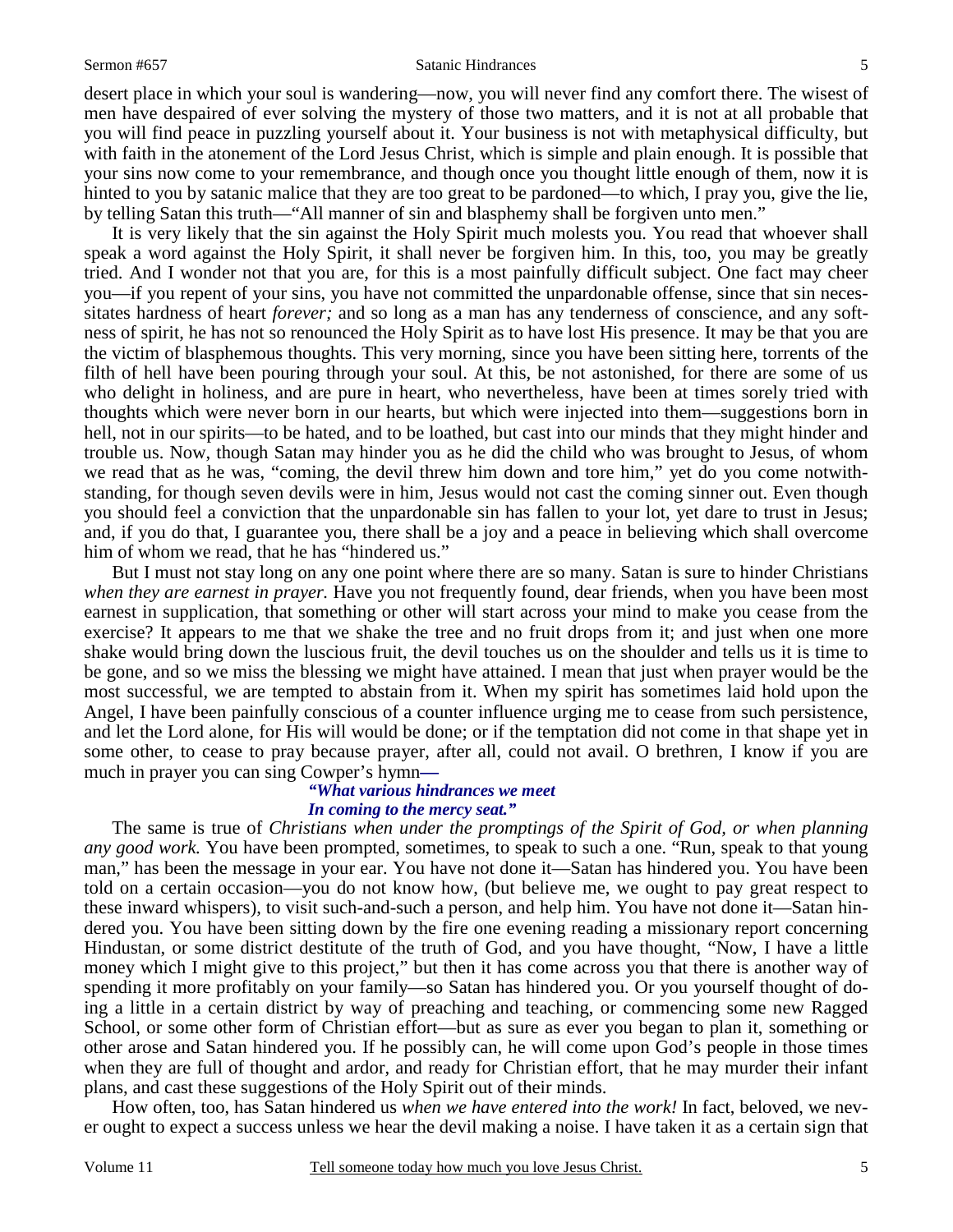desert place in which your soul is wandering—now, you will never find any comfort there. The wisest of men have despaired of ever solving the mystery of those two matters, and it is not at all probable that you will find peace in puzzling yourself about it. Your business is not with metaphysical difficulty, but with faith in the atonement of the Lord Jesus Christ, which is simple and plain enough. It is possible that your sins now come to your remembrance, and though once you thought little enough of them, now it is hinted to you by satanic malice that they are too great to be pardoned—to which, I pray you, give the lie, by telling Satan this truth—"All manner of sin and blasphemy shall be forgiven unto men."

It is very likely that the sin against the Holy Spirit much molests you. You read that whoever shall speak a word against the Holy Spirit, it shall never be forgiven him. In this, too, you may be greatly tried. And I wonder not that you are, for this is a most painfully difficult subject. One fact may cheer you—if you repent of your sins, you have not committed the unpardonable offense, since that sin necessitates hardness of heart *forever;* and so long as a man has any tenderness of conscience, and any softness of spirit, he has not so renounced the Holy Spirit as to have lost His presence. It may be that you are the victim of blasphemous thoughts. This very morning, since you have been sitting here, torrents of the filth of hell have been pouring through your soul. At this, be not astonished, for there are some of us who delight in holiness, and are pure in heart, who nevertheless, have been at times sorely tried with thoughts which were never born in our hearts, but which were injected into them—suggestions born in hell, not in our spirits—to be hated, and to be loathed, but cast into our minds that they might hinder and trouble us. Now, though Satan may hinder you as he did the child who was brought to Jesus, of whom we read that as he was, "coming, the devil threw him down and tore him," yet do you come notwithstanding, for though seven devils were in him, Jesus would not cast the coming sinner out. Even though you should feel a conviction that the unpardonable sin has fallen to your lot, yet dare to trust in Jesus; and, if you do that, I guarantee you, there shall be a joy and a peace in believing which shall overcome him of whom we read, that he has "hindered us."

But I must not stay long on any one point where there are so many. Satan is sure to hinder Christians *when they are earnest in prayer.* Have you not frequently found, dear friends, when you have been most earnest in supplication, that something or other will start across your mind to make you cease from the exercise? It appears to me that we shake the tree and no fruit drops from it; and just when one more shake would bring down the luscious fruit, the devil touches us on the shoulder and tells us it is time to be gone, and so we miss the blessing we might have attained. I mean that just when prayer would be the most successful, we are tempted to abstain from it. When my spirit has sometimes laid hold upon the Angel, I have been painfully conscious of a counter influence urging me to cease from such persistence, and let the Lord alone, for His will would be done; or if the temptation did not come in that shape yet in some other, to cease to pray because prayer, after all, could not avail. O brethren, I know if you are much in prayer you can sing Cowper's hymn—

*"What various hindrances we meet*
*In coming to the mercy seat."*

The same is true of *Christians when under the promptings of the Spirit of God, or when planning any good work.* You have been prompted, sometimes, to speak to such a one. "Run, speak to that young man," has been the message in your ear. You have not done it—Satan has hindered you. You have been told on a certain occasion—you do not know how, (but believe me, we ought to pay great respect to these inward whispers), to visit such-and-such a person, and help him. You have not done it—Satan hindered you. You have been sitting down by the fire one evening reading a missionary report concerning Hindustan, or some district destitute of the truth of God, and you have thought, "Now, I have a little money which I might give to this project," but then it has come across you that there is another way of spending it more profitably on your family—so Satan has hindered you. Or you yourself thought of doing a little in a certain district by way of preaching and teaching, or commencing some new Ragged School, or some other form of Christian effort—but as sure as ever you began to plan it, something or other arose and Satan hindered you. If he possibly can, he will come upon God's people in those times when they are full of thought and ardor, and ready for Christian effort, that he may murder their infant plans, and cast these suggestions of the Holy Spirit out of their minds.

How often, too, has Satan hindered us *when we have entered into the work!* In fact, beloved, we never ought to expect a success unless we hear the devil making a noise. I have taken it as a certain sign that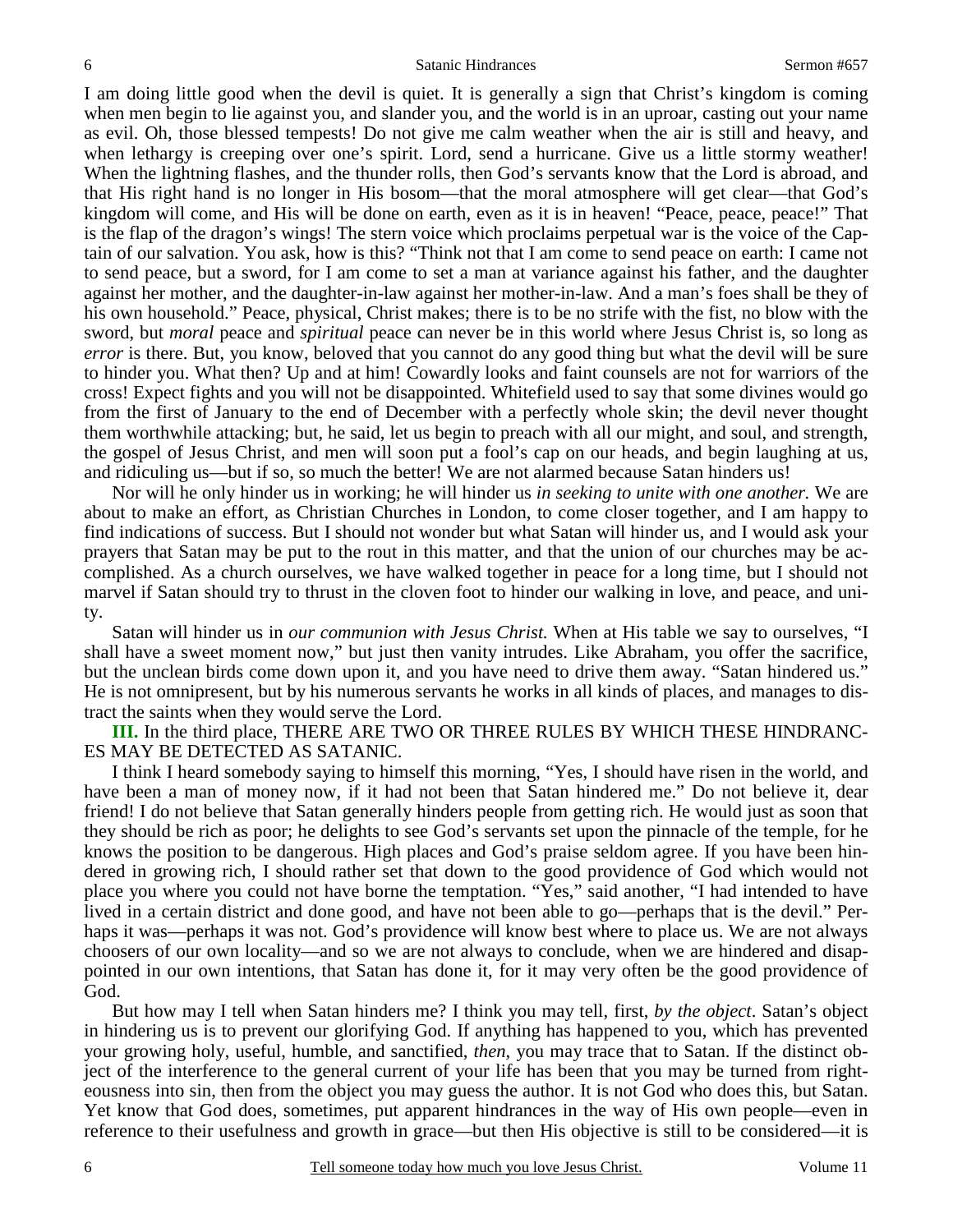I am doing little good when the devil is quiet. It is generally a sign that Christ's kingdom is coming when men begin to lie against you, and slander you, and the world is in an uproar, casting out your name as evil. Oh, those blessed tempests! Do not give me calm weather when the air is still and heavy, and when lethargy is creeping over one's spirit. Lord, send a hurricane. Give us a little stormy weather! When the lightning flashes, and the thunder rolls, then God's servants know that the Lord is abroad, and that His right hand is no longer in His bosom—that the moral atmosphere will get clear—that God's kingdom will come, and His will be done on earth, even as it is in heaven! "Peace, peace, peace!" That is the flap of the dragon's wings! The stern voice which proclaims perpetual war is the voice of the Captain of our salvation. You ask, how is this? "Think not that I am come to send peace on earth: I came not to send peace, but a sword, for I am come to set a man at variance against his father, and the daughter against her mother, and the daughter-in-law against her mother-in-law. And a man's foes shall be they of his own household." Peace, physical, Christ makes; there is to be no strife with the fist, no blow with the sword, but *moral* peace and *spiritual* peace can never be in this world where Jesus Christ is, so long as *error* is there. But, you know, beloved that you cannot do any good thing but what the devil will be sure to hinder you. What then? Up and at him! Cowardly looks and faint counsels are not for warriors of the cross! Expect fights and you will not be disappointed. Whitefield used to say that some divines would go from the first of January to the end of December with a perfectly whole skin; the devil never thought them worthwhile attacking; but, he said, let us begin to preach with all our might, and soul, and strength, the gospel of Jesus Christ, and men will soon put a fool's cap on our heads, and begin laughing at us, and ridiculing us—but if so, so much the better! We are not alarmed because Satan hinders us!

Nor will he only hinder us in working; he will hinder us *in seeking to unite with one another.* We are about to make an effort, as Christian Churches in London, to come closer together, and I am happy to find indications of success. But I should not wonder but what Satan will hinder us, and I would ask your prayers that Satan may be put to the rout in this matter, and that the union of our churches may be accomplished. As a church ourselves, we have walked together in peace for a long time, but I should not marvel if Satan should try to thrust in the cloven foot to hinder our walking in love, and peace, and unity.

Satan will hinder us in *our communion with Jesus Christ.* When at His table we say to ourselves, "I shall have a sweet moment now," but just then vanity intrudes. Like Abraham, you offer the sacrifice, but the unclean birds come down upon it, and you have need to drive them away. "Satan hindered us." He is not omnipresent, but by his numerous servants he works in all kinds of places, and manages to distract the saints when they would serve the Lord.

**III.** In the third place, THERE ARE TWO OR THREE RULES BY WHICH THESE HINDRANCES MAY BE DETECTED AS SATANIC.

I think I heard somebody saying to himself this morning, "Yes, I should have risen in the world, and have been a man of money now, if it had not been that Satan hindered me." Do not believe it, dear friend! I do not believe that Satan generally hinders people from getting rich. He would just as soon that they should be rich as poor; he delights to see God's servants set upon the pinnacle of the temple, for he knows the position to be dangerous. High places and God's praise seldom agree. If you have been hindered in growing rich, I should rather set that down to the good providence of God which would not place you where you could not have borne the temptation. "Yes," said another, "I had intended to have lived in a certain district and done good, and have not been able to go—perhaps that is the devil." Perhaps it was—perhaps it was not. God's providence will know best where to place us. We are not always choosers of our own locality—and so we are not always to conclude, when we are hindered and disappointed in our own intentions, that Satan has done it, for it may very often be the good providence of God.

But how may I tell when Satan hinders me? I think you may tell, first, *by the object*. Satan's object in hindering us is to prevent our glorifying God. If anything has happened to you, which has prevented your growing holy, useful, humble, and sanctified, *then,* you may trace that to Satan. If the distinct object of the interference to the general current of your life has been that you may be turned from righteousness into sin, then from the object you may guess the author. It is not God who does this, but Satan. Yet know that God does, sometimes, put apparent hindrances in the way of His own people—even in reference to their usefulness and growth in grace—but then His objective is still to be considered—it is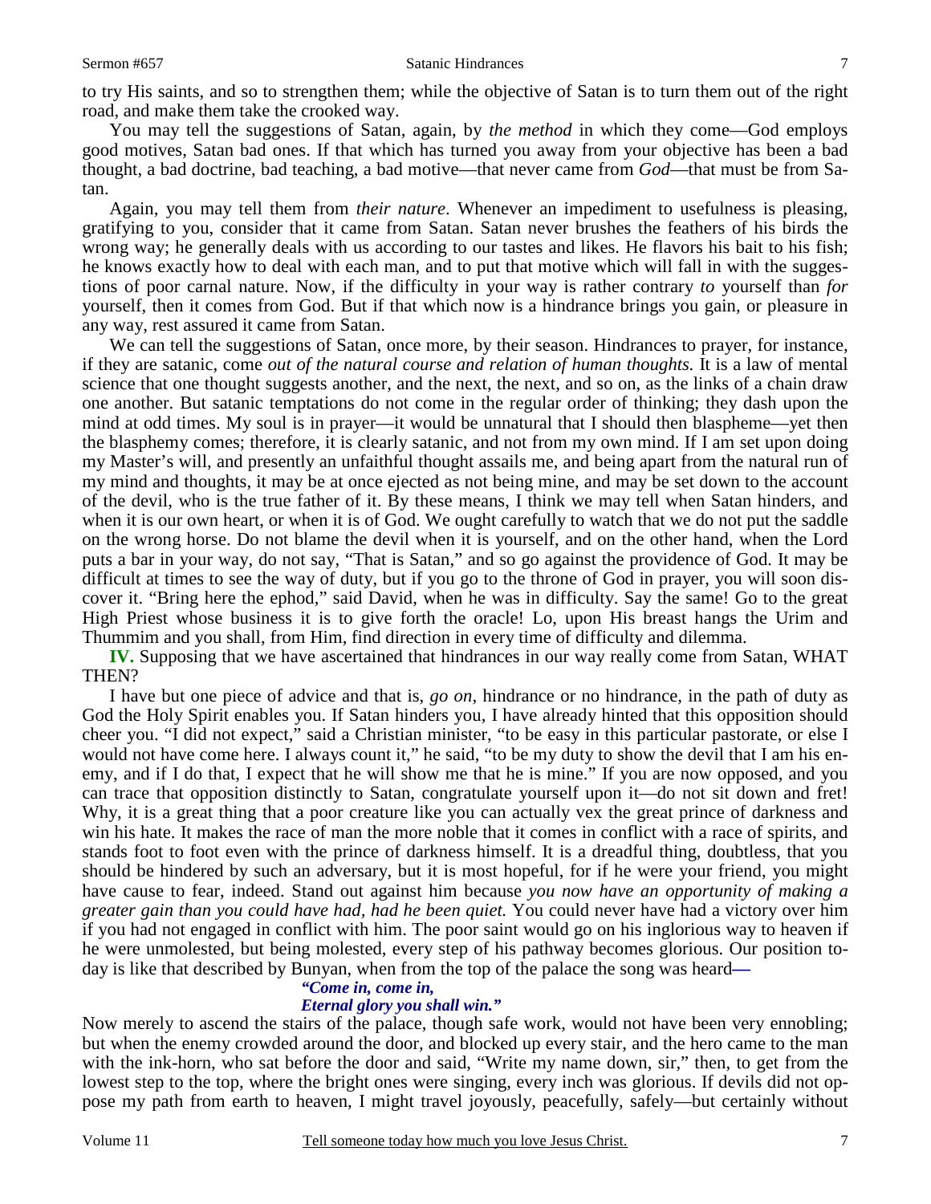to try His saints, and so to strengthen them; while the objective of Satan is to turn them out of the right road, and make them take the crooked way.

You may tell the suggestions of Satan, again, by *the method* in which they come—God employs good motives, Satan bad ones. If that which has turned you away from your objective has been a bad thought, a bad doctrine, bad teaching, a bad motive—that never came from *God*—that must be from Satan.

Again, you may tell them from *their nature*. Whenever an impediment to usefulness is pleasing, gratifying to you, consider that it came from Satan. Satan never brushes the feathers of his birds the wrong way; he generally deals with us according to our tastes and likes. He flavors his bait to his fish; he knows exactly how to deal with each man, and to put that motive which will fall in with the suggestions of poor carnal nature. Now, if the difficulty in your way is rather contrary *to* yourself than *for* yourself, then it comes from God. But if that which now is a hindrance brings you gain, or pleasure in any way, rest assured it came from Satan.

We can tell the suggestions of Satan, once more, by their season. Hindrances to prayer, for instance, if they are satanic, come *out of the natural course and relation of human thoughts.* It is a law of mental science that one thought suggests another, and the next, the next, and so on, as the links of a chain draw one another. But satanic temptations do not come in the regular order of thinking; they dash upon the mind at odd times. My soul is in prayer—it would be unnatural that I should then blaspheme—yet then the blasphemy comes; therefore, it is clearly satanic, and not from my own mind. If I am set upon doing my Master's will, and presently an unfaithful thought assails me, and being apart from the natural run of my mind and thoughts, it may be at once ejected as not being mine, and may be set down to the account of the devil, who is the true father of it. By these means, I think we may tell when Satan hinders, and when it is our own heart, or when it is of God. We ought carefully to watch that we do not put the saddle on the wrong horse. Do not blame the devil when it is yourself, and on the other hand, when the Lord puts a bar in your way, do not say, "That is Satan," and so go against the providence of God. It may be difficult at times to see the way of duty, but if you go to the throne of God in prayer, you will soon discover it. "Bring here the ephod," said David, when he was in difficulty. Say the same! Go to the great High Priest whose business it is to give forth the oracle! Lo, upon His breast hangs the Urim and Thummim and you shall, from Him, find direction in every time of difficulty and dilemma.

**IV.** Supposing that we have ascertained that hindrances in our way really come from Satan, WHAT THEN?

I have but one piece of advice and that is, *go on,* hindrance or no hindrance, in the path of duty as God the Holy Spirit enables you. If Satan hinders you, I have already hinted that this opposition should cheer you. "I did not expect," said a Christian minister, "to be easy in this particular pastorate, or else I would not have come here. I always count it," he said, "to be my duty to show the devil that I am his enemy, and if I do that, I expect that he will show me that he is mine." If you are now opposed, and you can trace that opposition distinctly to Satan, congratulate yourself upon it—do not sit down and fret! Why, it is a great thing that a poor creature like you can actually vex the great prince of darkness and win his hate. It makes the race of man the more noble that it comes in conflict with a race of spirits, and stands foot to foot even with the prince of darkness himself. It is a dreadful thing, doubtless, that you should be hindered by such an adversary, but it is most hopeful, for if he were your friend, you might have cause to fear, indeed. Stand out against him because *you now have an opportunity of making a greater gain than you could have had, had he been quiet.* You could never have had a victory over him if you had not engaged in conflict with him. The poor saint would go on his inglorious way to heaven if he were unmolested, but being molested, every step of his pathway becomes glorious. Our position today is like that described by Bunyan, when from the top of the palace the song was heard—

*"Come in, come in,*
*Eternal glory you shall win."*

Now merely to ascend the stairs of the palace, though safe work, would not have been very ennobling; but when the enemy crowded around the door, and blocked up every stair, and the hero came to the man with the ink-horn, who sat before the door and said, "Write my name down, sir," then, to get from the lowest step to the top, where the bright ones were singing, every inch was glorious. If devils did not oppose my path from earth to heaven, I might travel joyously, peacefully, safely—but certainly without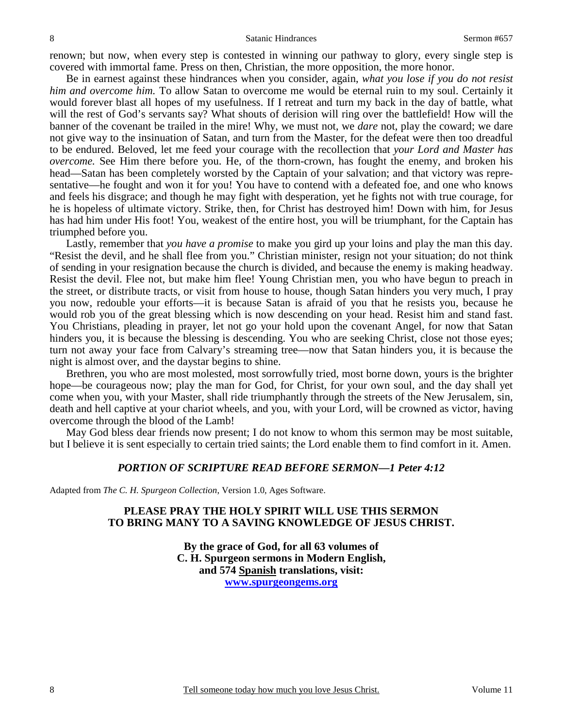renown; but now, when every step is contested in winning our pathway to glory, every single step is covered with immortal fame. Press on then, Christian, the more opposition, the more honor.

Be in earnest against these hindrances when you consider, again, *what you lose if you do not resist him and overcome him.* To allow Satan to overcome me would be eternal ruin to my soul. Certainly it would forever blast all hopes of my usefulness. If I retreat and turn my back in the day of battle, what will the rest of God's servants say? What shouts of derision will ring over the battlefield! How will the banner of the covenant be trailed in the mire! Why, we must not, we *dare* not, play the coward; we dare not give way to the insinuation of Satan, and turn from the Master, for the defeat were then too dreadful to be endured. Beloved, let me feed your courage with the recollection that *your Lord and Master has overcome.* See Him there before you. He, of the thorn-crown, has fought the enemy, and broken his head—Satan has been completely worsted by the Captain of your salvation; and that victory was representative—he fought and won it for you! You have to contend with a defeated foe, and one who knows and feels his disgrace; and though he may fight with desperation, yet he fights not with true courage, for he is hopeless of ultimate victory. Strike, then, for Christ has destroyed him! Down with him, for Jesus has had him under His foot! You, weakest of the entire host, you will be triumphant, for the Captain has triumphed before you.

Lastly, remember that *you have a promise* to make you gird up your loins and play the man this day. "Resist the devil, and he shall flee from you." Christian minister, resign not your situation; do not think of sending in your resignation because the church is divided, and because the enemy is making headway. Resist the devil. Flee not, but make him flee! Young Christian men, you who have begun to preach in the street, or distribute tracts, or visit from house to house, though Satan hinders you very much, I pray you now, redouble your efforts—it is because Satan is afraid of you that he resists you, because he would rob you of the great blessing which is now descending on your head. Resist him and stand fast. You Christians, pleading in prayer, let not go your hold upon the covenant Angel, for now that Satan hinders you, it is because the blessing is descending. You who are seeking Christ, close not those eyes; turn not away your face from Calvary's streaming tree—now that Satan hinders you, it is because the night is almost over, and the daystar begins to shine.

Brethren, you who are most molested, most sorrowfully tried, most borne down, yours is the brighter hope—be courageous now; play the man for God, for Christ, for your own soul, and the day shall yet come when you, with your Master, shall ride triumphantly through the streets of the New Jerusalem, sin, death and hell captive at your chariot wheels, and you, with your Lord, will be crowned as victor, having overcome through the blood of the Lamb!

May God bless dear friends now present; I do not know to whom this sermon may be most suitable, but I believe it is sent especially to certain tried saints; the Lord enable them to find comfort in it. Amen.

### *PORTION OF SCRIPTURE READ BEFORE SERMON—1 Peter 4:12*

Adapted from *The C. H. Spurgeon Collection*, Version 1.0, Ages Software.

**PLEASE PRAY THE HOLY SPIRIT WILL USE THIS SERMON TO BRING MANY TO A SAVING KNOWLEDGE OF JESUS CHRIST.**

**By the grace of God, for all 63 volumes of C. H. Spurgeon sermons in Modern English, and 574 Spanish translations, visit: www.spurgeongems.org**